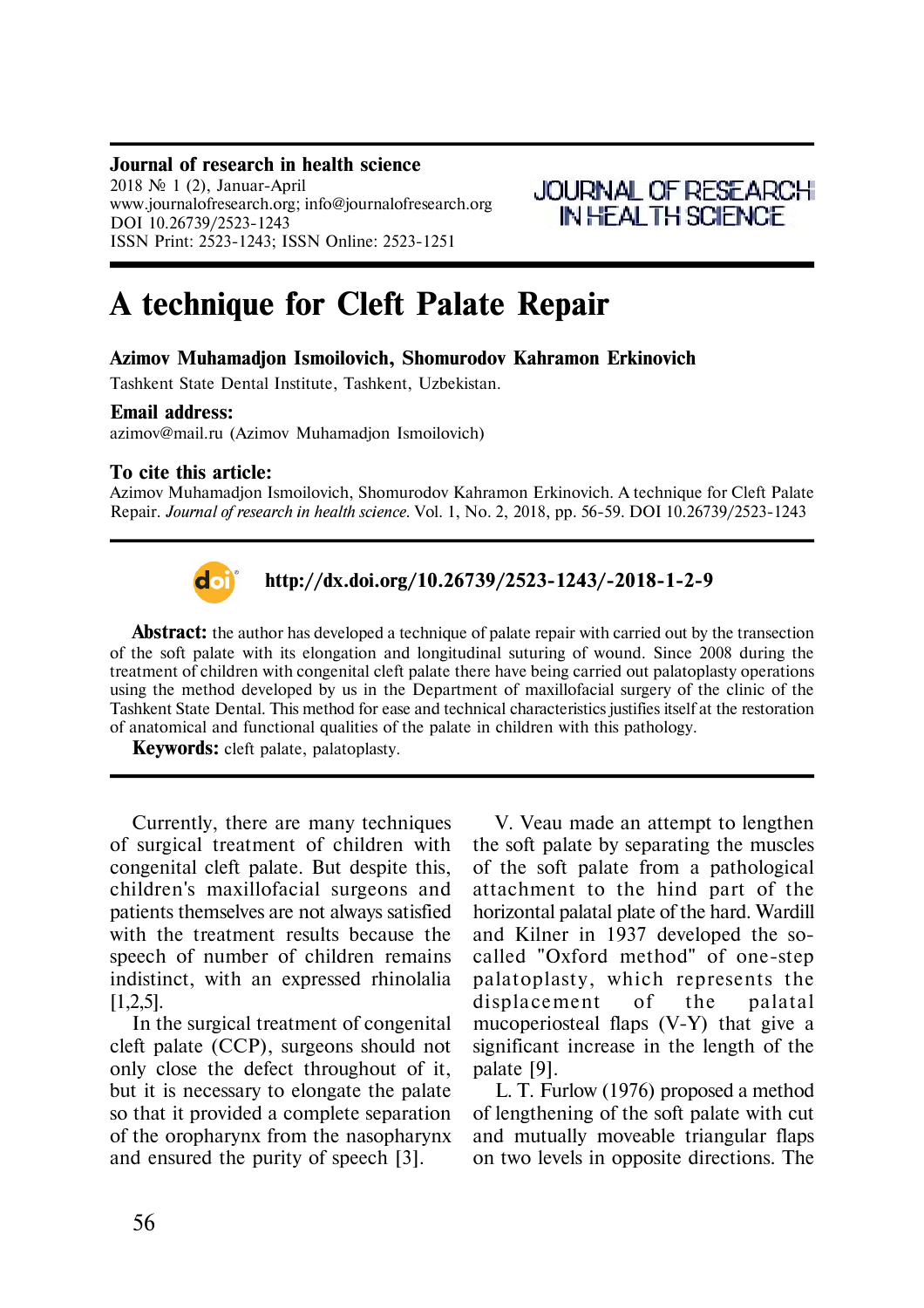**Journal of research in health science**
2018 № 1 (2), Januar-April
www.journalofresearch.org; info@journalofresearch.org
DOI 10.26739/2523-1243
ISSN Print: 2523-1243; ISSN Online: 2523-1251

JOURNAL OF RESEARCH IN HEALTH SCIENCE

# A technique for Cleft Palate Repair

**Azimov Muhamadjon Ismoilovich, Shomurodov Kahramon Erkinovich**
Tashkent State Dental Institute, Tashkent, Uzbekistan.

**Email address:**
azimov@mail.ru (Azimov Muhamadjon Ismoilovich)

**To cite this article:**
Azimov Muhamadjon Ismoilovich, Shomurodov Kahramon Erkinovich. A technique for Cleft Palate Repair. *Journal of research in health science.* Vol. 1, No. 2, 2018, pp. 56-59. DOI 10.26739/2523-1243

**http://dx.doi.org/10.26739/2523-1243/-2018-1-2-9**

**Abstract:** the author has developed a technique of palate repair with carried out by the transection of the soft palate with its elongation and longitudinal suturing of wound. Since 2008 during the treatment of children with congenital cleft palate there have being carried out palatoplasty operations using the method developed by us in the Department of maxillofacial surgery of the clinic of the Tashkent State Dental. This method for ease and technical characteristics justifies itself at the restoration of anatomical and functional qualities of the palate in children with this pathology.

**Keywords:** cleft palate, palatoplasty.

Currently, there are many techniques of surgical treatment of children with congenital cleft palate. But despite this, children's maxillofacial surgeons and patients themselves are not always satisfied with the treatment results because the speech of number of children remains indistinct, with an expressed rhinolalia [1,2,5].

In the surgical treatment of congenital cleft palate (CCP), surgeons should not only close the defect throughout of it, but it is necessary to elongate the palate so that it provided a complete separation of the oropharynx from the nasopharynx and ensured the purity of speech [3].

V. Veau made an attempt to lengthen the soft palate by separating the muscles of the soft palate from a pathological attachment to the hind part of the horizontal palatal plate of the hard. Wardill and Kilner in 1937 developed the so-called "Oxford method" of one-step palatoplasty, which represents the displacement of the palatal mucoperiosteal flaps (V-Y) that give a significant increase in the length of the palate [9].

L. T. Furlow (1976) proposed a method of lengthening of the soft palate with cut and mutually moveable triangular flaps on two levels in opposite directions. The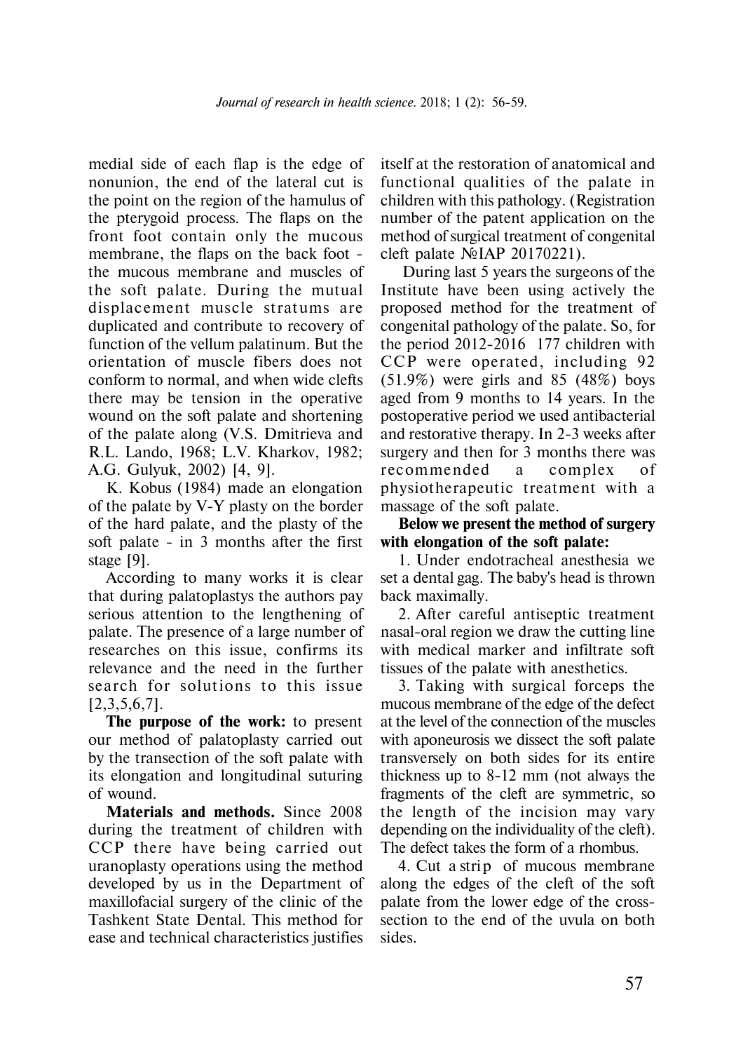medial side of each flap is the edge of nonunion, the end of the lateral cut is the point on the region of the hamulus of the pterygoid process. The flaps on the front foot contain only the mucous membrane, the flaps on the back foot - the mucous membrane and muscles of the soft palate. During the mutual displacement muscle stratums are duplicated and contribute to recovery of function of the vellum palatinum. But the orientation of muscle fibers does not conform to normal, and when wide clefts there may be tension in the operative wound on the soft palate and shortening of the palate along (V.S. Dmitrieva and R.L. Lando, 1968; L.V. Kharkov, 1982; A.G. Gulyuk, 2002) [4, 9].

K. Kobus (1984) made an elongation of the palate by V-Y plasty on the border of the hard palate, and the plasty of the soft palate - in 3 months after the first stage [9].

According to many works it is clear that during palatoplastys the authors pay serious attention to the lengthening of palate. The presence of a large number of researches on this issue, confirms its relevance and the need in the further search for solutions to this issue [2,3,5,6,7].

**The purpose of the work:** to present our method of palatoplasty carried out by the transection of the soft palate with its elongation and longitudinal suturing of wound.

**Materials and methods.** Since 2008 during the treatment of children with CCP there have being carried out uranoplasty operations using the method developed by us in the Department of maxillofacial surgery of the clinic of the Tashkent State Dental. This method for ease and technical characteristics justifies itself at the restoration of anatomical and functional qualities of the palate in children with this pathology. (Registration number of the patent application on the method of surgical treatment of congenital cleft palate №IAP 20170221).

During last 5 years the surgeons of the Institute have been using actively the proposed method for the treatment of congenital pathology of the palate. So, for the period 2012-2016 177 children with CCP were operated, including 92 (51.9%) were girls and 85 (48%) boys aged from 9 months to 14 years. In the postoperative period we used antibacterial and restorative therapy. In 2-3 weeks after surgery and then for 3 months there was recommended a complex of physiotherapeutic treatment with a massage of the soft palate.

**Below we present the method of surgery with elongation of the soft palate:**

1. Under endotracheal anesthesia we set a dental gag. The baby's head is thrown back maximally.

2. After careful antiseptic treatment nasal-oral region we draw the cutting line with medical marker and infiltrate soft tissues of the palate with anesthetics.

3. Taking with surgical forceps the mucous membrane of the edge of the defect at the level of the connection of the muscles with aponeurosis we dissect the soft palate transversely on both sides for its entire thickness up to 8-12 mm (not always the fragments of the cleft are symmetric, so the length of the incision may vary depending on the individuality of the cleft). The defect takes the form of a rhombus.

4. Cut a strip of mucous membrane along the edges of the cleft of the soft palate from the lower edge of the cross-section to the end of the uvula on both sides.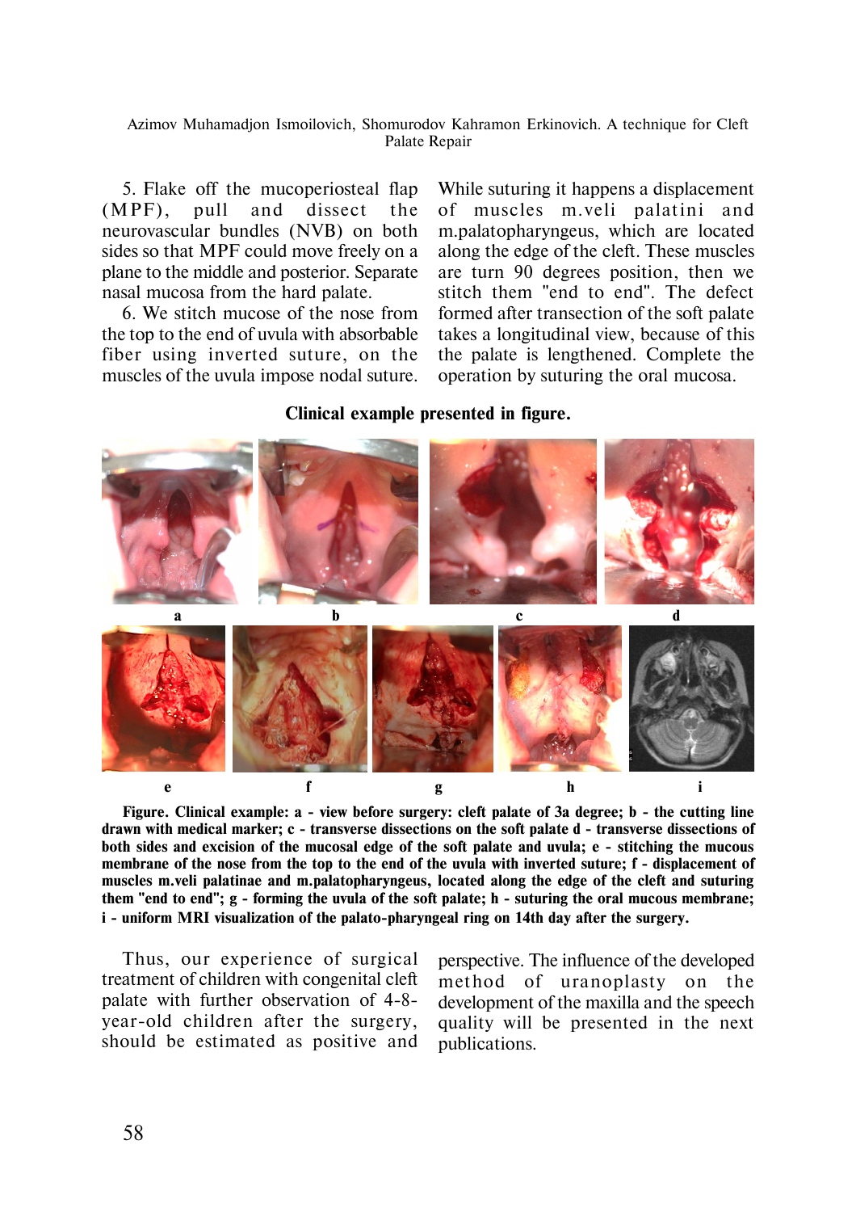5. Flake off the mucoperiosteal flap (MPF), pull and dissect the neurovascular bundles (NVB) on both sides so that MPF could move freely on a plane to the middle and posterior. Separate nasal mucosa from the hard palate.

6. We stitch mucose of the nose from the top to the end of uvula with absorbable fiber using inverted suture, on the muscles of the uvula impose nodal suture. While suturing it happens a displacement of muscles m.veli palatini and m.palatopharyngeus, which are located along the edge of the cleft. These muscles are turn 90 degrees position, then we stitch them "end to end". The defect formed after transection of the soft palate takes a longitudinal view, because of this the palate is lengthened. Complete the operation by suturing the oral mucosa.

**Clinical example presented in figure.**

a b c d

e f g h i

**Figure. Clinical example: a - view before surgery: cleft palate of 3a degree; b - the cutting line drawn with medical marker; c - transverse dissections on the soft palate d - transverse dissections of both sides and excision of the mucosal edge of the soft palate and uvula; e - stitching the mucous membrane of the nose from the top to the end of the uvula with inverted suture; f - displacement of muscles m.veli palatinae and m.palatopharyngeus, located along the edge of the cleft and suturing them "end to end"; g - forming the uvula of the soft palate; h - suturing the oral mucous membrane; i - uniform MRI visualization of the palato-pharyngeal ring on 14th day after the surgery.**

Thus, our experience of surgical treatment of children with congenital cleft palate with further observation of 4-8-year-old children after the surgery, should be estimated as positive and perspective. The influence of the developed method of uranoplasty on the development of the maxilla and the speech quality will be presented in the next publications.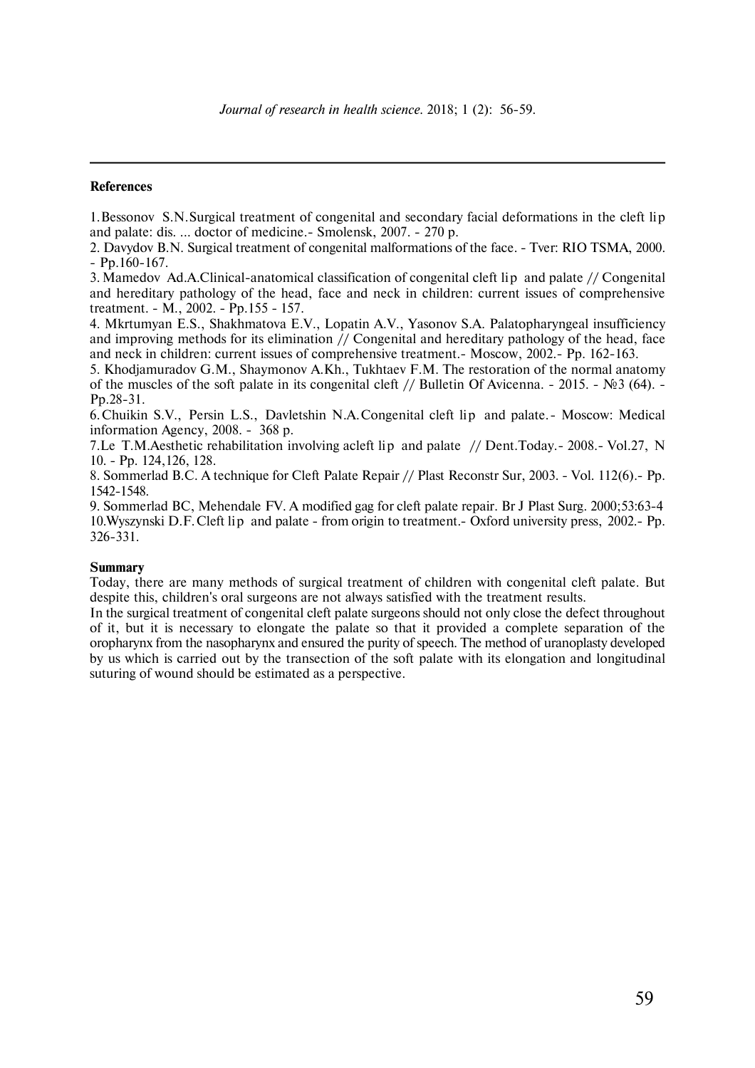**References**

1. Bessonov S.N. Surgical treatment of congenital and secondary facial deformations in the cleft lip and palate: dis. ... doctor of medicine.- Smolensk, 2007. - 270 p.
2. Davydov B.N. Surgical treatment of congenital malformations of the face. - Tver: RIO TSMA, 2000. - Pp.160-167.
3. Mamedov Ad.A.Clinical-anatomical classification of congenital cleft lip and palate // Congenital and hereditary pathology of the head, face and neck in children: current issues of comprehensive treatment. - M., 2002. - Pp.155 - 157.
4. Mkrtumyan E.S., Shakhmatova E.V., Lopatin A.V., Yasonov S.A. Palatopharyngeal insufficiency and improving methods for its elimination // Congenital and hereditary pathology of the head, face and neck in children: current issues of comprehensive treatment.- Moscow, 2002.- Pp. 162-163.
5. Khodjamuradov G.M., Shaymonov A.Kh., Tukhtaev F.M. The restoration of the normal anatomy of the muscles of the soft palate in its congenital cleft // Bulletin Of Avicenna. - 2015. - №3 (64). - Pp.28-31.
6. Chuikin S.V., Persin L.S., Davletshin N.A. Congenital cleft lip and palate.- Moscow: Medical information Agency, 2008. - 368 p.
7. Le T.M.Aesthetic rehabilitation involving acleft lip and palate // Dent.Today.- 2008.- Vol.27, N 10. - Pp. 124,126, 128.
8. Sommerlad B.C. A technique for Cleft Palate Repair // Plast Reconstr Sur, 2003. - Vol. 112(6).- Pp. 1542-1548.
9. Sommerlad BC, Mehendale FV. A modified gag for cleft palate repair. Br J Plast Surg. 2000;53:63-4
10. Wyszynski D.F. Cleft lip and palate - from origin to treatment.- Oxford university press, 2002.- Pp. 326-331.

**Summary**

Today, there are many methods of surgical treatment of children with congenital cleft palate. But despite this, children's oral surgeons are not always satisfied with the treatment results.

In the surgical treatment of congenital cleft palate surgeons should not only close the defect throughout of it, but it is necessary to elongate the palate so that it provided a complete separation of the oropharynx from the nasopharynx and ensured the purity of speech. The method of uranoplasty developed by us which is carried out by the transection of the soft palate with its elongation and longitudinal suturing of wound should be estimated as a perspective.